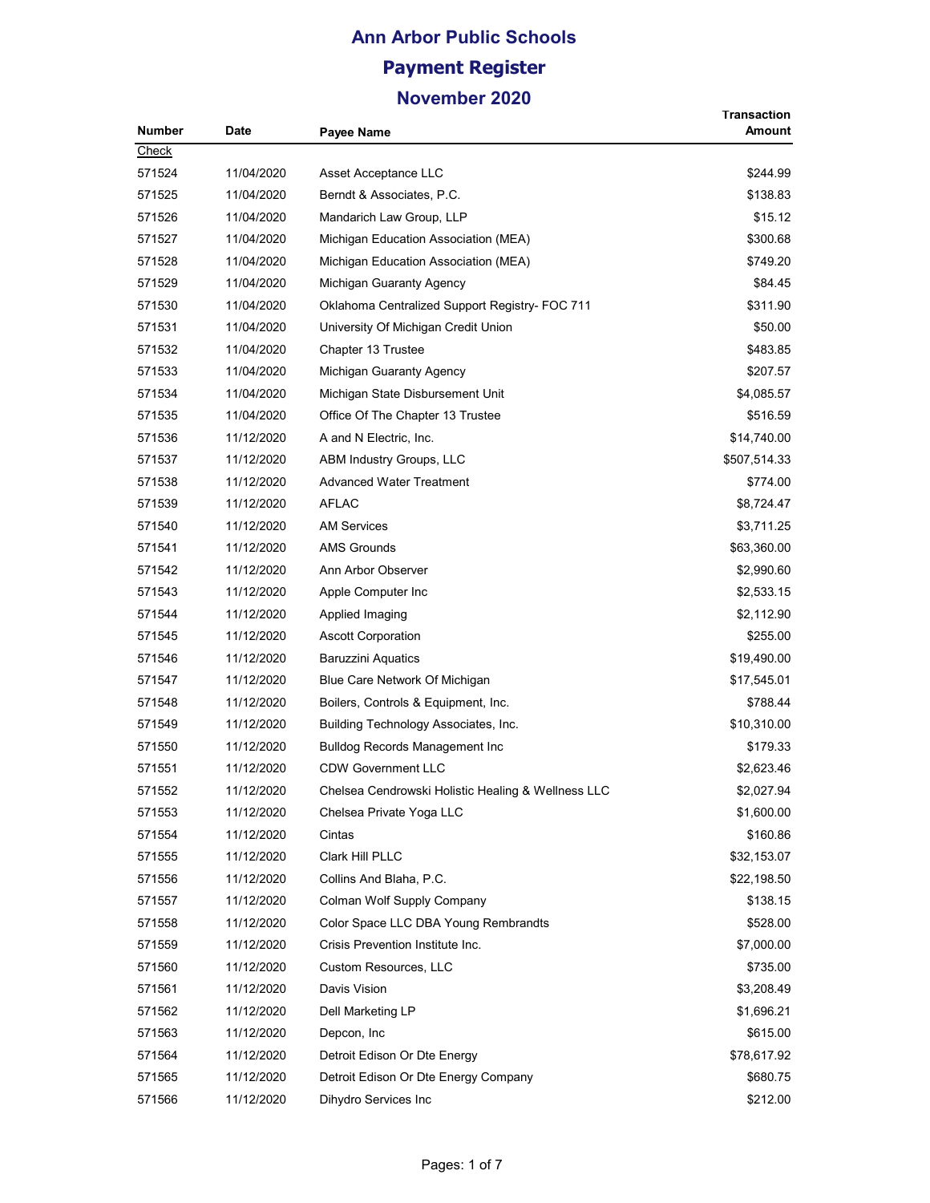# Ann Arbor Public Schools

## Payment Register

### November 2020

| Number | Date | Payee Name | Transaction Amount |
|---|---|---|---|
| Check | | | |
| 571524 | 11/04/2020 | Asset Acceptance LLC | $244.99 |
| 571525 | 11/04/2020 | Berndt & Associates, P.C. | $138.83 |
| 571526 | 11/04/2020 | Mandarich Law Group, LLP | $15.12 |
| 571527 | 11/04/2020 | Michigan Education Association (MEA) | $300.68 |
| 571528 | 11/04/2020 | Michigan Education Association (MEA) | $749.20 |
| 571529 | 11/04/2020 | Michigan Guaranty Agency | $84.45 |
| 571530 | 11/04/2020 | Oklahoma Centralized Support Registry- FOC 711 | $311.90 |
| 571531 | 11/04/2020 | University Of Michigan Credit Union | $50.00 |
| 571532 | 11/04/2020 | Chapter 13 Trustee | $483.85 |
| 571533 | 11/04/2020 | Michigan Guaranty Agency | $207.57 |
| 571534 | 11/04/2020 | Michigan State Disbursement Unit | $4,085.57 |
| 571535 | 11/04/2020 | Office Of The Chapter 13 Trustee | $516.59 |
| 571536 | 11/12/2020 | A and N Electric, Inc. | $14,740.00 |
| 571537 | 11/12/2020 | ABM Industry Groups, LLC | $507,514.33 |
| 571538 | 11/12/2020 | Advanced Water Treatment | $774.00 |
| 571539 | 11/12/2020 | AFLAC | $8,724.47 |
| 571540 | 11/12/2020 | AM Services | $3,711.25 |
| 571541 | 11/12/2020 | AMS Grounds | $63,360.00 |
| 571542 | 11/12/2020 | Ann Arbor Observer | $2,990.60 |
| 571543 | 11/12/2020 | Apple Computer Inc | $2,533.15 |
| 571544 | 11/12/2020 | Applied Imaging | $2,112.90 |
| 571545 | 11/12/2020 | Ascott Corporation | $255.00 |
| 571546 | 11/12/2020 | Baruzzini Aquatics | $19,490.00 |
| 571547 | 11/12/2020 | Blue Care Network Of Michigan | $17,545.01 |
| 571548 | 11/12/2020 | Boilers, Controls & Equipment, Inc. | $788.44 |
| 571549 | 11/12/2020 | Building Technology Associates, Inc. | $10,310.00 |
| 571550 | 11/12/2020 | Bulldog Records Management Inc | $179.33 |
| 571551 | 11/12/2020 | CDW Government LLC | $2,623.46 |
| 571552 | 11/12/2020 | Chelsea Cendrowski Holistic Healing & Wellness LLC | $2,027.94 |
| 571553 | 11/12/2020 | Chelsea Private Yoga LLC | $1,600.00 |
| 571554 | 11/12/2020 | Cintas | $160.86 |
| 571555 | 11/12/2020 | Clark Hill PLLC | $32,153.07 |
| 571556 | 11/12/2020 | Collins And Blaha, P.C. | $22,198.50 |
| 571557 | 11/12/2020 | Colman Wolf Supply Company | $138.15 |
| 571558 | 11/12/2020 | Color Space LLC DBA Young Rembrandts | $528.00 |
| 571559 | 11/12/2020 | Crisis Prevention Institute Inc. | $7,000.00 |
| 571560 | 11/12/2020 | Custom Resources, LLC | $735.00 |
| 571561 | 11/12/2020 | Davis Vision | $3,208.49 |
| 571562 | 11/12/2020 | Dell Marketing LP | $1,696.21 |
| 571563 | 11/12/2020 | Depcon, Inc | $615.00 |
| 571564 | 11/12/2020 | Detroit Edison Or Dte Energy | $78,617.92 |
| 571565 | 11/12/2020 | Detroit Edison Or Dte Energy Company | $680.75 |
| 571566 | 11/12/2020 | Dihydro Services Inc | $212.00 |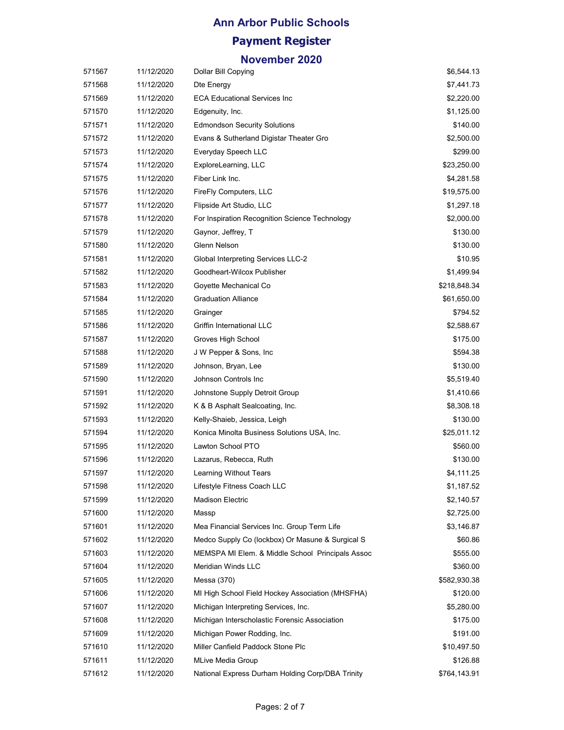# Ann Arbor Public Schools

## Payment Register

### November 2020

| | | | |
|---|---|---|---|
| 571567 | 11/12/2020 | Dollar Bill Copying | $6,544.13 |
| 571568 | 11/12/2020 | Dte Energy | $7,441.73 |
| 571569 | 11/12/2020 | ECA Educational Services Inc | $2,220.00 |
| 571570 | 11/12/2020 | Edgenuity, Inc. | $1,125.00 |
| 571571 | 11/12/2020 | Edmondson Security Solutions | $140.00 |
| 571572 | 11/12/2020 | Evans & Sutherland Digistar Theater Gro | $2,500.00 |
| 571573 | 11/12/2020 | Everyday Speech LLC | $299.00 |
| 571574 | 11/12/2020 | ExploreLearning, LLC | $23,250.00 |
| 571575 | 11/12/2020 | Fiber Link Inc. | $4,281.58 |
| 571576 | 11/12/2020 | FireFly Computers, LLC | $19,575.00 |
| 571577 | 11/12/2020 | Flipside Art Studio, LLC | $1,297.18 |
| 571578 | 11/12/2020 | For Inspiration Recognition Science Technology | $2,000.00 |
| 571579 | 11/12/2020 | Gaynor, Jeffrey, T | $130.00 |
| 571580 | 11/12/2020 | Glenn Nelson | $130.00 |
| 571581 | 11/12/2020 | Global Interpreting Services LLC-2 | $10.95 |
| 571582 | 11/12/2020 | Goodheart-Wilcox Publisher | $1,499.94 |
| 571583 | 11/12/2020 | Goyette Mechanical Co | $218,848.34 |
| 571584 | 11/12/2020 | Graduation Alliance | $61,650.00 |
| 571585 | 11/12/2020 | Grainger | $794.52 |
| 571586 | 11/12/2020 | Griffin International LLC | $2,588.67 |
| 571587 | 11/12/2020 | Groves High School | $175.00 |
| 571588 | 11/12/2020 | J W Pepper & Sons, Inc | $594.38 |
| 571589 | 11/12/2020 | Johnson, Bryan, Lee | $130.00 |
| 571590 | 11/12/2020 | Johnson Controls Inc | $5,519.40 |
| 571591 | 11/12/2020 | Johnstone Supply Detroit Group | $1,410.66 |
| 571592 | 11/12/2020 | K & B Asphalt Sealcoating, Inc. | $8,308.18 |
| 571593 | 11/12/2020 | Kelly-Shaieb, Jessica, Leigh | $130.00 |
| 571594 | 11/12/2020 | Konica Minolta Business Solutions USA, Inc. | $25,011.12 |
| 571595 | 11/12/2020 | Lawton School PTO | $560.00 |
| 571596 | 11/12/2020 | Lazarus, Rebecca, Ruth | $130.00 |
| 571597 | 11/12/2020 | Learning Without Tears | $4,111.25 |
| 571598 | 11/12/2020 | Lifestyle Fitness Coach LLC | $1,187.52 |
| 571599 | 11/12/2020 | Madison Electric | $2,140.57 |
| 571600 | 11/12/2020 | Massp | $2,725.00 |
| 571601 | 11/12/2020 | Mea Financial Services Inc. Group Term Life | $3,146.87 |
| 571602 | 11/12/2020 | Medco Supply Co (lockbox) Or Masune & Surgical S | $60.86 |
| 571603 | 11/12/2020 | MEMSPA MI Elem. & Middle School Principals Assoc | $555.00 |
| 571604 | 11/12/2020 | Meridian Winds LLC | $360.00 |
| 571605 | 11/12/2020 | Messa (370) | $582,930.38 |
| 571606 | 11/12/2020 | MI High School Field Hockey Association (MHSFHA) | $120.00 |
| 571607 | 11/12/2020 | Michigan Interpreting Services, Inc. | $5,280.00 |
| 571608 | 11/12/2020 | Michigan Interscholastic Forensic Association | $175.00 |
| 571609 | 11/12/2020 | Michigan Power Rodding, Inc. | $191.00 |
| 571610 | 11/12/2020 | Miller Canfield Paddock Stone Plc | $10,497.50 |
| 571611 | 11/12/2020 | MLive Media Group | $126.88 |
| 571612 | 11/12/2020 | National Express Durham Holding Corp/DBA Trinity | $764,143.91 |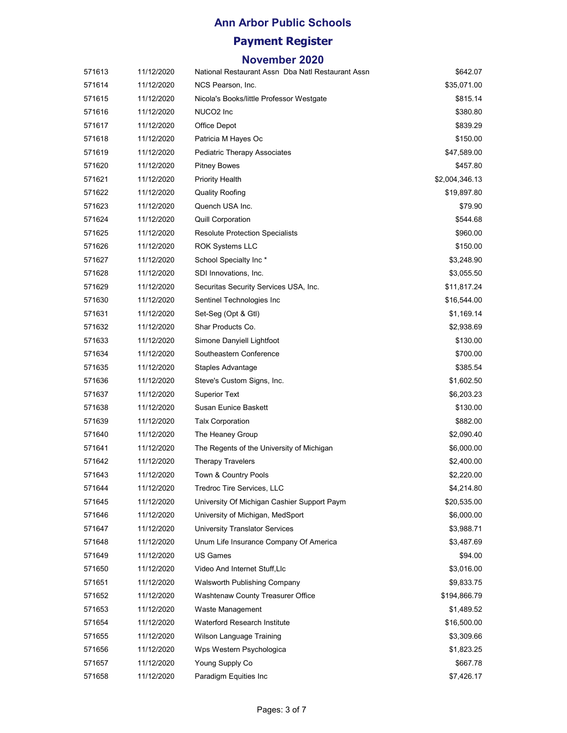# Ann Arbor Public Schools

## Payment Register

### November 2020

| | | | |
|---|---|---|---|
| 571613 | 11/12/2020 | National Restaurant Assn Dba Natl Restaurant Assn | $642.07 |
| 571614 | 11/12/2020 | NCS Pearson, Inc. | $35,071.00 |
| 571615 | 11/12/2020 | Nicola's Books/little Professor Westgate | $815.14 |
| 571616 | 11/12/2020 | NUCO2 Inc | $380.80 |
| 571617 | 11/12/2020 | Office Depot | $839.29 |
| 571618 | 11/12/2020 | Patricia M Hayes Oc | $150.00 |
| 571619 | 11/12/2020 | Pediatric Therapy Associates | $47,589.00 |
| 571620 | 11/12/2020 | Pitney Bowes | $457.80 |
| 571621 | 11/12/2020 | Priority Health | $2,004,346.13 |
| 571622 | 11/12/2020 | Quality Roofing | $19,897.80 |
| 571623 | 11/12/2020 | Quench USA Inc. | $79.90 |
| 571624 | 11/12/2020 | Quill Corporation | $544.68 |
| 571625 | 11/12/2020 | Resolute Protection Specialists | $960.00 |
| 571626 | 11/12/2020 | ROK Systems LLC | $150.00 |
| 571627 | 11/12/2020 | School Specialty Inc * | $3,248.90 |
| 571628 | 11/12/2020 | SDI Innovations, Inc. | $3,055.50 |
| 571629 | 11/12/2020 | Securitas Security Services USA, Inc. | $11,817.24 |
| 571630 | 11/12/2020 | Sentinel Technologies Inc | $16,544.00 |
| 571631 | 11/12/2020 | Set-Seg (Opt & Gtl) | $1,169.14 |
| 571632 | 11/12/2020 | Shar Products Co. | $2,938.69 |
| 571633 | 11/12/2020 | Simone Danyiell Lightfoot | $130.00 |
| 571634 | 11/12/2020 | Southeastern Conference | $700.00 |
| 571635 | 11/12/2020 | Staples Advantage | $385.54 |
| 571636 | 11/12/2020 | Steve's Custom Signs, Inc. | $1,602.50 |
| 571637 | 11/12/2020 | Superior Text | $6,203.23 |
| 571638 | 11/12/2020 | Susan Eunice Baskett | $130.00 |
| 571639 | 11/12/2020 | Talx Corporation | $882.00 |
| 571640 | 11/12/2020 | The Heaney Group | $2,090.40 |
| 571641 | 11/12/2020 | The Regents of the University of Michigan | $6,000.00 |
| 571642 | 11/12/2020 | Therapy Travelers | $2,400.00 |
| 571643 | 11/12/2020 | Town & Country Pools | $2,220.00 |
| 571644 | 11/12/2020 | Tredroc Tire Services, LLC | $4,214.80 |
| 571645 | 11/12/2020 | University Of Michigan Cashier Support Paym | $20,535.00 |
| 571646 | 11/12/2020 | University of Michigan, MedSport | $6,000.00 |
| 571647 | 11/12/2020 | University Translator Services | $3,988.71 |
| 571648 | 11/12/2020 | Unum Life Insurance Company Of America | $3,487.69 |
| 571649 | 11/12/2020 | US Games | $94.00 |
| 571650 | 11/12/2020 | Video And Internet Stuff,Llc | $3,016.00 |
| 571651 | 11/12/2020 | Walsworth Publishing Company | $9,833.75 |
| 571652 | 11/12/2020 | Washtenaw County Treasurer Office | $194,866.79 |
| 571653 | 11/12/2020 | Waste Management | $1,489.52 |
| 571654 | 11/12/2020 | Waterford Research Institute | $16,500.00 |
| 571655 | 11/12/2020 | Wilson Language Training | $3,309.66 |
| 571656 | 11/12/2020 | Wps Western Psychologica | $1,823.25 |
| 571657 | 11/12/2020 | Young Supply Co | $667.78 |
| 571658 | 11/12/2020 | Paradigm Equities Inc | $7,426.17 |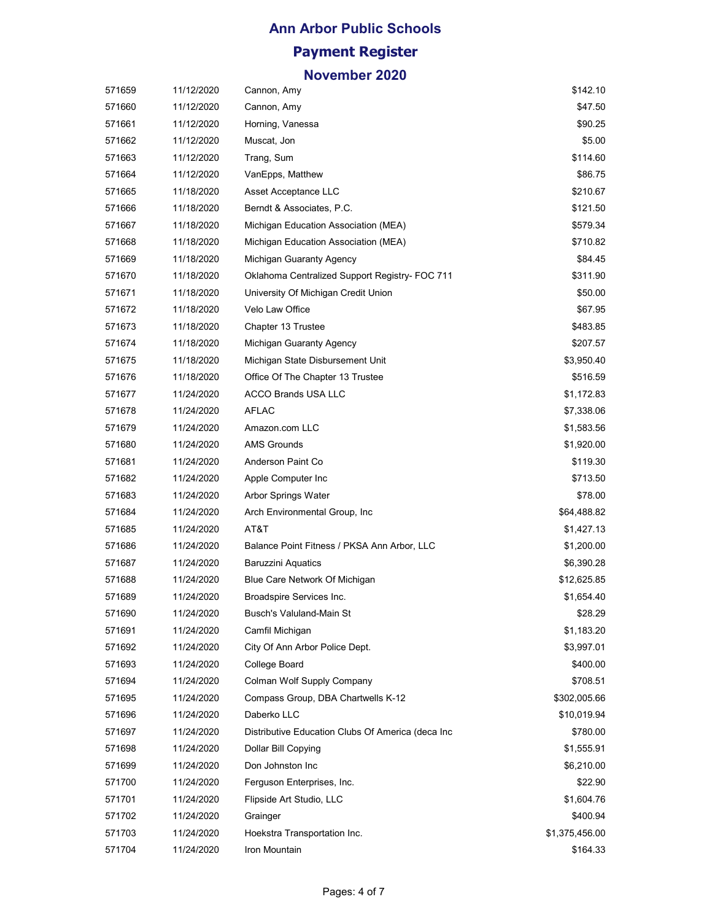# Ann Arbor Public Schools

## Payment Register

### November 2020

| | | | |
|---|---|---|---|
| 571659 | 11/12/2020 | Cannon, Amy | $142.10 |
| 571660 | 11/12/2020 | Cannon, Amy | $47.50 |
| 571661 | 11/12/2020 | Horning, Vanessa | $90.25 |
| 571662 | 11/12/2020 | Muscat, Jon | $5.00 |
| 571663 | 11/12/2020 | Trang, Sum | $114.60 |
| 571664 | 11/12/2020 | VanEpps, Matthew | $86.75 |
| 571665 | 11/18/2020 | Asset Acceptance LLC | $210.67 |
| 571666 | 11/18/2020 | Berndt & Associates, P.C. | $121.50 |
| 571667 | 11/18/2020 | Michigan Education Association (MEA) | $579.34 |
| 571668 | 11/18/2020 | Michigan Education Association (MEA) | $710.82 |
| 571669 | 11/18/2020 | Michigan Guaranty Agency | $84.45 |
| 571670 | 11/18/2020 | Oklahoma Centralized Support Registry- FOC 711 | $311.90 |
| 571671 | 11/18/2020 | University Of Michigan Credit Union | $50.00 |
| 571672 | 11/18/2020 | Velo Law Office | $67.95 |
| 571673 | 11/18/2020 | Chapter 13 Trustee | $483.85 |
| 571674 | 11/18/2020 | Michigan Guaranty Agency | $207.57 |
| 571675 | 11/18/2020 | Michigan State Disbursement Unit | $3,950.40 |
| 571676 | 11/18/2020 | Office Of The Chapter 13 Trustee | $516.59 |
| 571677 | 11/24/2020 | ACCO Brands USA LLC | $1,172.83 |
| 571678 | 11/24/2020 | AFLAC | $7,338.06 |
| 571679 | 11/24/2020 | Amazon.com LLC | $1,583.56 |
| 571680 | 11/24/2020 | AMS Grounds | $1,920.00 |
| 571681 | 11/24/2020 | Anderson Paint Co | $119.30 |
| 571682 | 11/24/2020 | Apple Computer Inc | $713.50 |
| 571683 | 11/24/2020 | Arbor Springs Water | $78.00 |
| 571684 | 11/24/2020 | Arch Environmental Group, Inc | $64,488.82 |
| 571685 | 11/24/2020 | AT&T | $1,427.13 |
| 571686 | 11/24/2020 | Balance Point Fitness / PKSA Ann Arbor, LLC | $1,200.00 |
| 571687 | 11/24/2020 | Baruzzini Aquatics | $6,390.28 |
| 571688 | 11/24/2020 | Blue Care Network Of Michigan | $12,625.85 |
| 571689 | 11/24/2020 | Broadspire Services Inc. | $1,654.40 |
| 571690 | 11/24/2020 | Busch's Valuland-Main St | $28.29 |
| 571691 | 11/24/2020 | Camfil Michigan | $1,183.20 |
| 571692 | 11/24/2020 | City Of Ann Arbor Police Dept. | $3,997.01 |
| 571693 | 11/24/2020 | College Board | $400.00 |
| 571694 | 11/24/2020 | Colman Wolf Supply Company | $708.51 |
| 571695 | 11/24/2020 | Compass Group, DBA Chartwells K-12 | $302,005.66 |
| 571696 | 11/24/2020 | Daberko LLC | $10,019.94 |
| 571697 | 11/24/2020 | Distributive Education Clubs Of America (deca Inc | $780.00 |
| 571698 | 11/24/2020 | Dollar Bill Copying | $1,555.91 |
| 571699 | 11/24/2020 | Don Johnston Inc | $6,210.00 |
| 571700 | 11/24/2020 | Ferguson Enterprises, Inc. | $22.90 |
| 571701 | 11/24/2020 | Flipside Art Studio, LLC | $1,604.76 |
| 571702 | 11/24/2020 | Grainger | $400.94 |
| 571703 | 11/24/2020 | Hoekstra Transportation Inc. | $1,375,456.00 |
| 571704 | 11/24/2020 | Iron Mountain | $164.33 |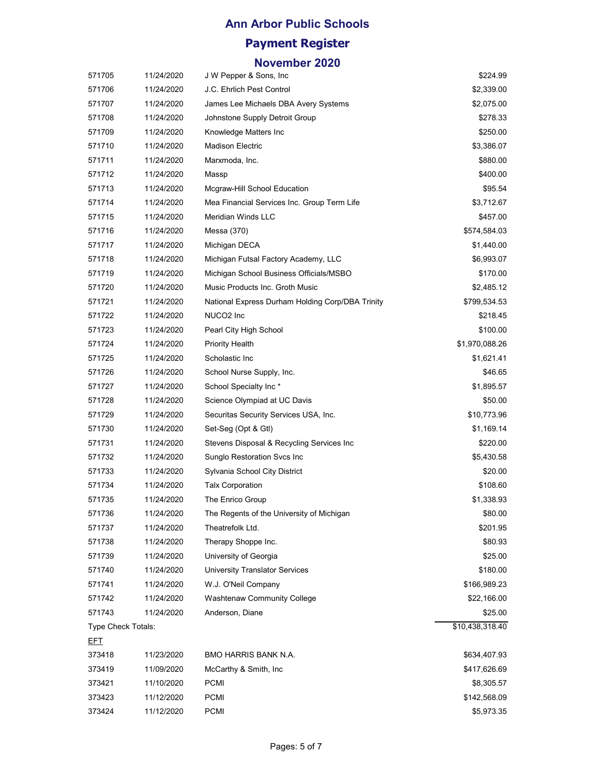# Ann Arbor Public Schools

## Payment Register

### November 2020

| | | | |
|---|---|---|---|
| 571705 | 11/24/2020 | J W Pepper & Sons, Inc | $224.99 |
| 571706 | 11/24/2020 | J.C. Ehrlich Pest Control | $2,339.00 |
| 571707 | 11/24/2020 | James Lee Michaels DBA Avery Systems | $2,075.00 |
| 571708 | 11/24/2020 | Johnstone Supply Detroit Group | $278.33 |
| 571709 | 11/24/2020 | Knowledge Matters Inc | $250.00 |
| 571710 | 11/24/2020 | Madison Electric | $3,386.07 |
| 571711 | 11/24/2020 | Marxmoda, Inc. | $880.00 |
| 571712 | 11/24/2020 | Massp | $400.00 |
| 571713 | 11/24/2020 | Mcgraw-Hill School Education | $95.54 |
| 571714 | 11/24/2020 | Mea Financial Services Inc. Group Term Life | $3,712.67 |
| 571715 | 11/24/2020 | Meridian Winds LLC | $457.00 |
| 571716 | 11/24/2020 | Messa (370) | $574,584.03 |
| 571717 | 11/24/2020 | Michigan DECA | $1,440.00 |
| 571718 | 11/24/2020 | Michigan Futsal Factory Academy, LLC | $6,993.07 |
| 571719 | 11/24/2020 | Michigan School Business Officials/MSBO | $170.00 |
| 571720 | 11/24/2020 | Music Products Inc. Groth Music | $2,485.12 |
| 571721 | 11/24/2020 | National Express Durham Holding Corp/DBA Trinity | $799,534.53 |
| 571722 | 11/24/2020 | NUCO2 Inc | $218.45 |
| 571723 | 11/24/2020 | Pearl City High School | $100.00 |
| 571724 | 11/24/2020 | Priority Health | $1,970,088.26 |
| 571725 | 11/24/2020 | Scholastic Inc | $1,621.41 |
| 571726 | 11/24/2020 | School Nurse Supply, Inc. | $46.65 |
| 571727 | 11/24/2020 | School Specialty Inc * | $1,895.57 |
| 571728 | 11/24/2020 | Science Olympiad at UC Davis | $50.00 |
| 571729 | 11/24/2020 | Securitas Security Services USA, Inc. | $10,773.96 |
| 571730 | 11/24/2020 | Set-Seg (Opt & Gtl) | $1,169.14 |
| 571731 | 11/24/2020 | Stevens Disposal & Recycling Services Inc | $220.00 |
| 571732 | 11/24/2020 | Sunglo Restoration Svcs Inc | $5,430.58 |
| 571733 | 11/24/2020 | Sylvania School City District | $20.00 |
| 571734 | 11/24/2020 | Talx Corporation | $108.60 |
| 571735 | 11/24/2020 | The Enrico Group | $1,338.93 |
| 571736 | 11/24/2020 | The Regents of the University of Michigan | $80.00 |
| 571737 | 11/24/2020 | Theatrefolk Ltd. | $201.95 |
| 571738 | 11/24/2020 | Therapy Shoppe Inc. | $80.93 |
| 571739 | 11/24/2020 | University of Georgia | $25.00 |
| 571740 | 11/24/2020 | University Translator Services | $180.00 |
| 571741 | 11/24/2020 | W.J. O'Neil Company | $166,989.23 |
| 571742 | 11/24/2020 | Washtenaw Community College | $22,166.00 |
| 571743 | 11/24/2020 | Anderson, Diane | $25.00 |
| Type Check Totals: | | | $10,438,318.40 |
| EFT | | | |
| 373418 | 11/23/2020 | BMO HARRIS BANK N.A. | $634,407.93 |
| 373419 | 11/09/2020 | McCarthy & Smith, Inc | $417,626.69 |
| 373421 | 11/10/2020 | PCMI | $8,305.57 |
| 373423 | 11/12/2020 | PCMI | $142,568.09 |
| 373424 | 11/12/2020 | PCMI | $5,973.35 |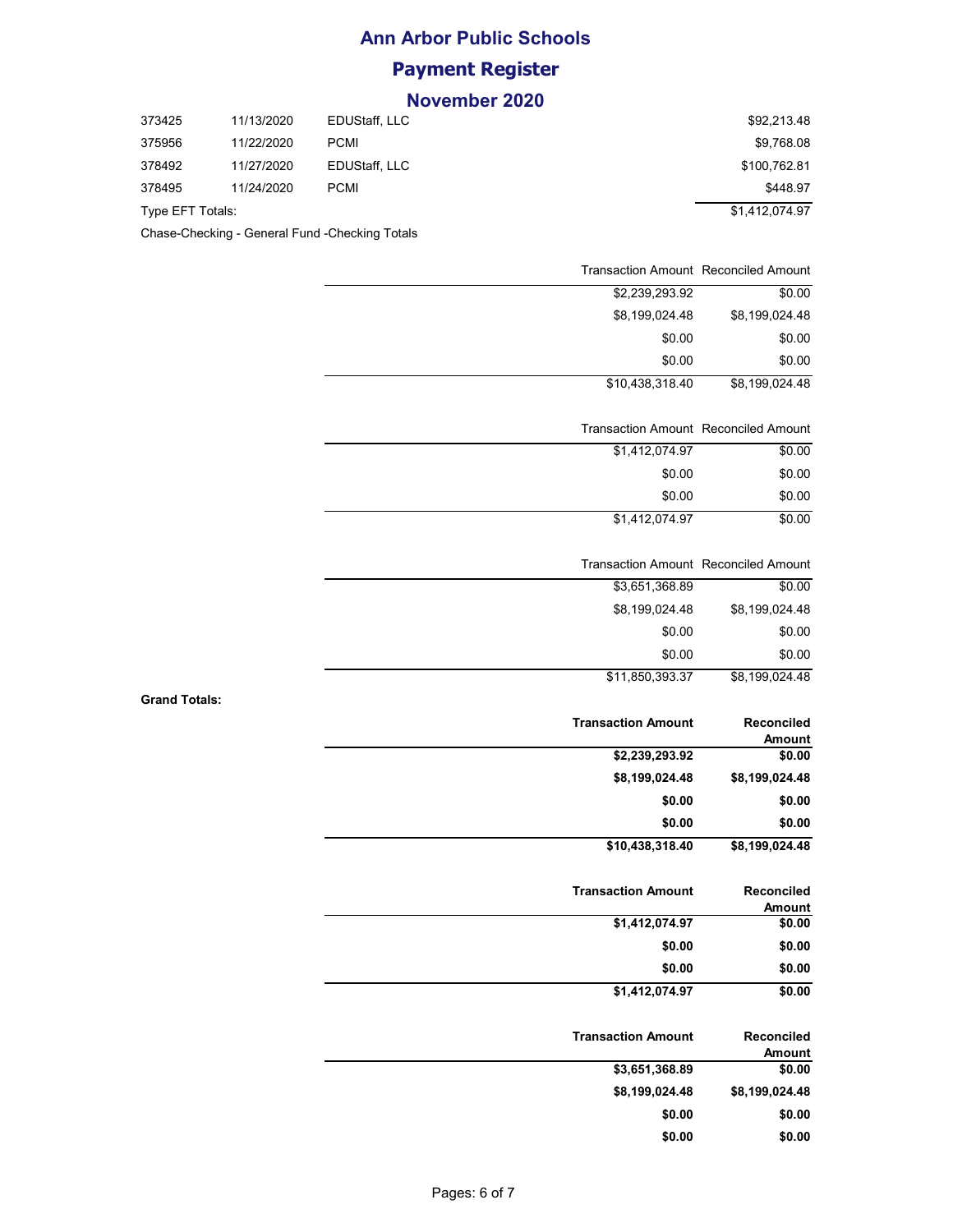# Ann Arbor Public Schools

## Payment Register

### November 2020

| | | | |
|---|---|---|---|
| 373425 | 11/13/2020 | EDUStaff, LLC | $92,213.48 |
| 375956 | 11/22/2020 | PCMI | $9,768.08 |
| 378492 | 11/27/2020 | EDUStaff, LLC | $100,762.81 |
| 378495 | 11/24/2020 | PCMI | $448.97 |
| Type EFT Totals: | | | $1,412,074.97 |

Chase-Checking - General Fund -Checking Totals

| Transaction Amount | Reconciled Amount |
|---|---|
| $2,239,293.92 | $0.00 |
| $8,199,024.48 | $8,199,024.48 |
| $0.00 | $0.00 |
| $0.00 | $0.00 |
| $10,438,318.40 | $8,199,024.48 |

| Transaction Amount | Reconciled Amount |
|---|---|
| $1,412,074.97 | $0.00 |
| $0.00 | $0.00 |
| $0.00 | $0.00 |
| $1,412,074.97 | $0.00 |

| Transaction Amount | Reconciled Amount |
|---|---|
| $3,651,368.89 | $0.00 |
| $8,199,024.48 | $8,199,024.48 |
| $0.00 | $0.00 |
| $0.00 | $0.00 |
| $11,850,393.37 | $8,199,024.48 |

**Grand Totals:**

| **Transaction Amount** | **Reconciled Amount** |
|---|---|
| **$2,239,293.92** | **$0.00** |
| **$8,199,024.48** | **$8,199,024.48** |
| **$0.00** | **$0.00** |
| **$0.00** | **$0.00** |
| **$10,438,318.40** | **$8,199,024.48** |

| **Transaction Amount** | **Reconciled Amount** |
|---|---|
| **$1,412,074.97** | **$0.00** |
| **$0.00** | **$0.00** |
| **$0.00** | **$0.00** |
| **$1,412,074.97** | **$0.00** |

| **Transaction Amount** | **Reconciled Amount** |
|---|---|
| **$3,651,368.89** | **$0.00** |
| **$8,199,024.48** | **$8,199,024.48** |
| **$0.00** | **$0.00** |
| **$0.00** | **$0.00** |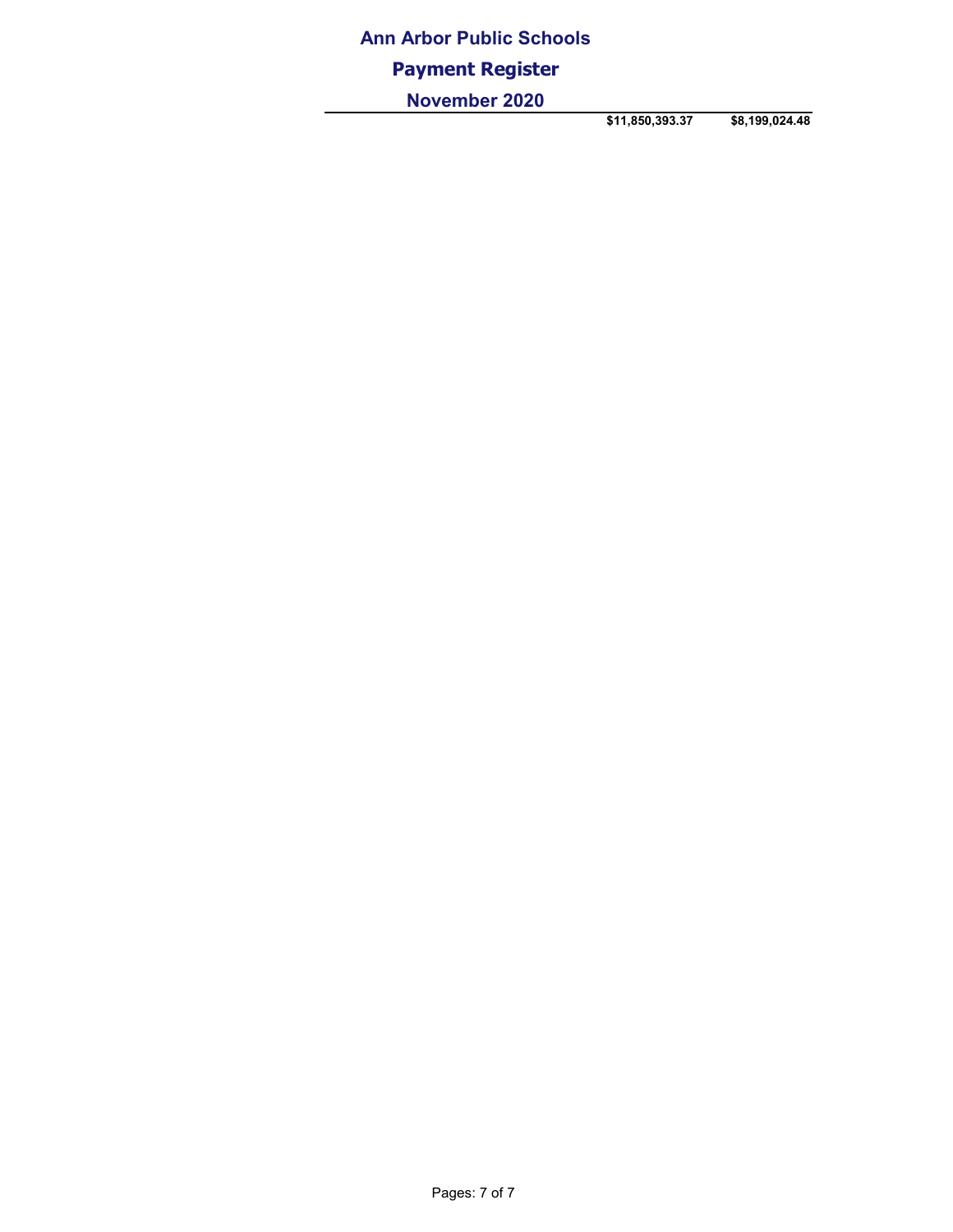# Ann Arbor Public Schools

## Payment Register

### November 2020

| | |
|---|---|
| $11,850,393.37 | $8,199,024.48 |